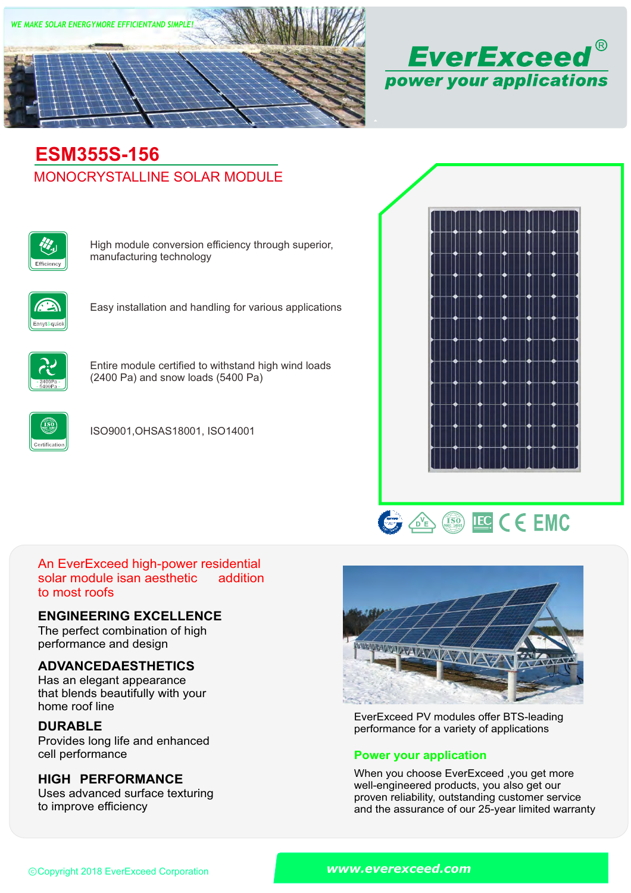WE MAKE SOLAR ENERGYMORE EFFICIENTAND SIMPLE!

# EverExceed®

**power your applications**

## ESM355S-156

MONOCRYSTALLINE SOLAR MODULE

- High module conversion efficiency through superior, manufacturing technology
- Easy installation and handling for various applications
- Entire module certified to withstand high wind loads (2400 Pa) and snow loads (5400 Pa)
- ISO9001,OHSAS18001, ISO14001

An EverExceed high-power residential solar module isan aesthetic addition to most roofs

### ENGINEERING EXCELLENCE

The perfect combination of high performance and design

### ADVANCEDAESTHETICS

Has an elegant appearance that blends beautifully with your home roof line

### DURABLE

Provides long life and enhanced cell performance

### HIGH PERFORMANCE

Uses advanced surface texturing to improve efficiency

EverExceed PV modules offer BTS-leading performance for a variety of applications

### Power your application

When you choose EverExceed ,you get more well-engineered products, you also get our proven reliability, outstanding customer service and the assurance of our 25-year limited warranty

©Copyright 2018 EverExceed Corporation

www.everexceed.com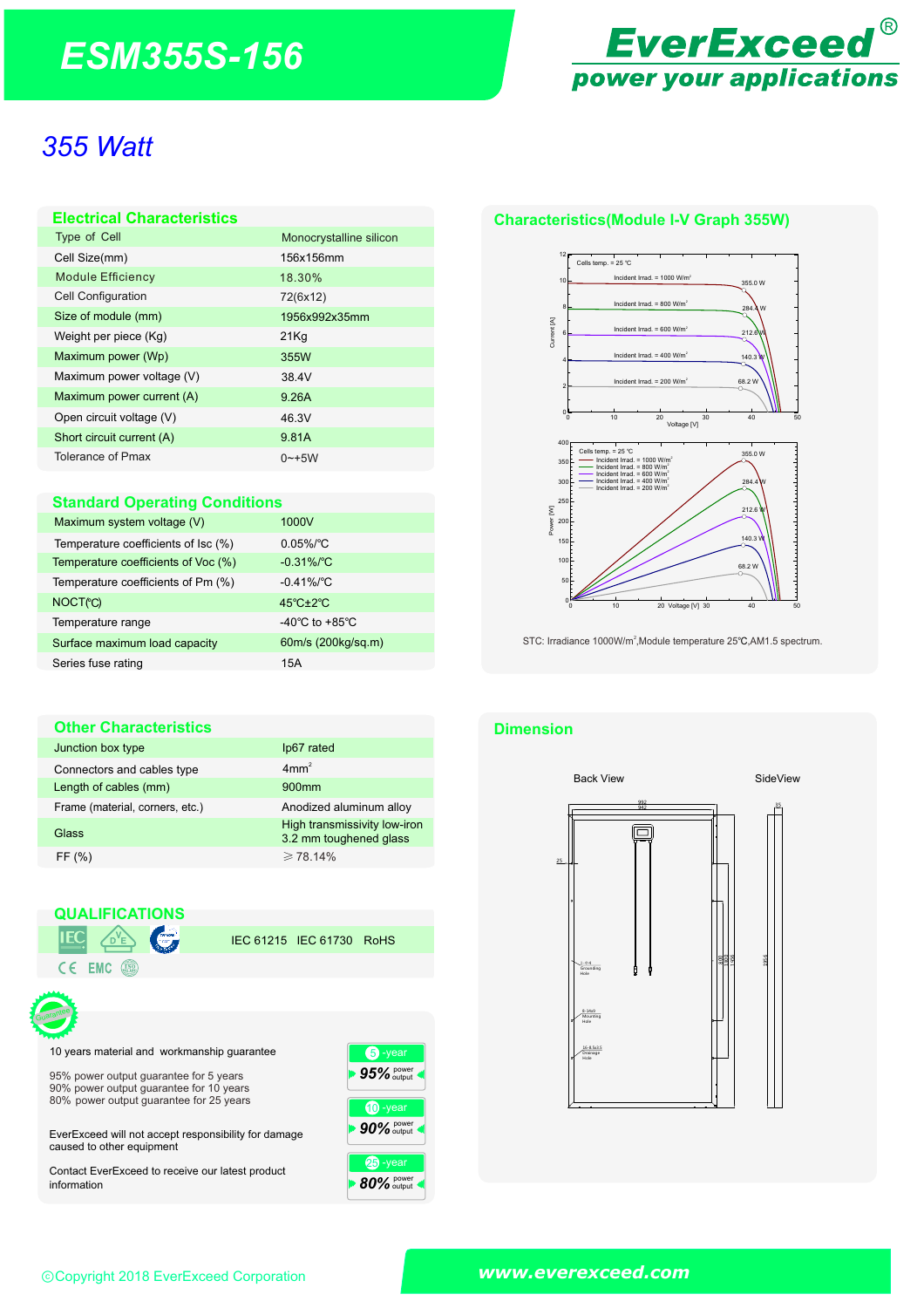# ESM355S-156

**EverExceed®**
power your applications

## 355 Watt

## Electrical Characteristics

| | |
|---|---|
| Type of Cell | Monocrystalline silicon |
| Cell Size(mm) | 156x156mm |
| Module Efficiency | 18.30% |
| Cell Configuration | 72(6x12) |
| Size of module (mm) | 1956x992x35mm |
| Weight per piece (Kg) | 21Kg |
| Maximum power (Wp) | 355W |
| Maximum power voltage (V) | 38.4V |
| Maximum power current (A) | 9.26A |
| Open circuit voltage (V) | 46.3V |
| Short circuit current (A) | 9.81A |
| Tolerance of Pmax | 0~+5W |

## Standard Operating Conditions

| | |
|---|---|
| Maximum system voltage (V) | 1000V |
| Temperature coefficients of Isc (%) | 0.05%/℃ |
| Temperature coefficients of Voc (%) | -0.31%/℃ |
| Temperature coefficients of Pm (%) | -0.41%/℃ |
| NOCT(℃) | 45℃±2℃ |
| Temperature range | -40℃ to +85℃ |
| Surface maximum load capacity | 60m/s (200kg/sq.m) |
| Series fuse rating | 15A |

## Characteristics(Module I-V Graph 355W)

Cells temp. = 25 ℃
Incident Irrad. = 1000 W/m²
Incident Irrad. = 800 W/m²
Incident Irrad. = 600 W/m²
Incident Irrad. = 400 W/m²
Incident Irrad. = 200 W/m²
355.0 W
284.4 W
212.6 W
140.3 W
68.2 W
Current [A]
Voltage [V]
Power [W]

STC: Irradiance 1000W/m², Module temperature 25℃, AM1.5 spectrum.

## Other Characteristics

| | |
|---|---|
| Junction box type | Ip67 rated |
| Connectors and cables type | 4mm² |
| Length of cables (mm) | 900mm |
| Frame (material, corners, etc.) | Anodized aluminum alloy |
| Glass | High transmissivity low-iron 3.2 mm toughened glass |
| FF (%) | ≥78.14% |

## QUALIFICATIONS

IEC 61215 IEC 61730 RoHS

## Dimension

Back View
SideView

Guarantee

10 years material and workmanship guarantee

95% power output guarantee for 5 years
90% power output guarantee for 10 years
80% power output guarantee for 25 years

EverExceed will not accept responsibility for damage caused to other equipment

Contact EverExceed to receive our latest product information

5-year 95% power output
10-year 90% power output
25-year 80% power output

©Copyright 2018 EverExceed Corporation

www.everexceed.com